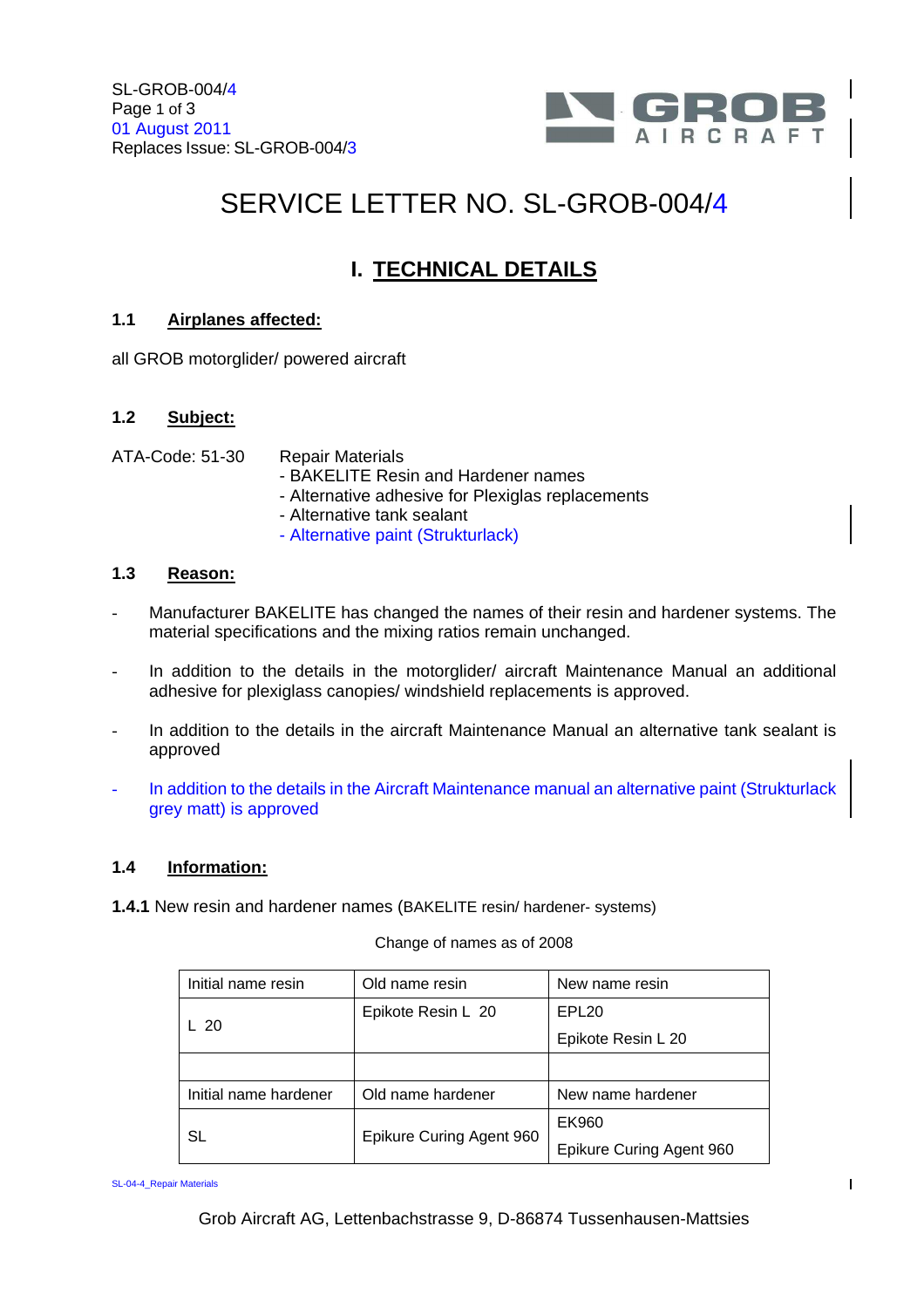SL-GROB-004/4
01 August 2011
Replaces Issue: SL-GROB-004/3

GROB AIRCRAFT

# SERVICE LETTER NO. SL-GROB-004/4

## I. TECHNICAL DETAILS

### 1.1 Airplanes affected:

all GROB motorglider/ powered aircraft

### 1.2 Subject:

ATA-Code: 51-30

Repair Materials
- BAKELITE Resin and Hardener names
- Alternative adhesive for Plexiglas replacements
- Alternative tank sealant
- Alternative paint (Strukturlack)

### 1.3 Reason:

- Manufacturer BAKELITE has changed the names of their resin and hardener systems. The material specifications and the mixing ratios remain unchanged.
- In addition to the details in the motorglider/ aircraft Maintenance Manual an additional adhesive for plexiglass canopies/ windshield replacements is approved.
- In addition to the details in the aircraft Maintenance Manual an alternative tank sealant is approved
- In addition to the details in the Aircraft Maintenance manual an alternative paint (Strukturlack grey matt) is approved

### 1.4 Information:

**1.4.1** New resin and hardener names (BAKELITE resin/ hardener- systems)

Change of names as of 2008

| Initial name resin | Old name resin | New name resin |
| --- | --- | --- |
| L 20 | Epikote Resin L 20 | EPL20<br>Epikote Resin L 20 |
| | | |
| Initial name hardener | Old name hardener | New name hardener |
| SL | Epikure Curing Agent 960 | EK960<br>Epikure Curing Agent 960 |

SL-04-4_Repair Materials

Grob Aircraft AG, Lettenbachstrasse 9, D-86874 Tussenhausen-Mattsies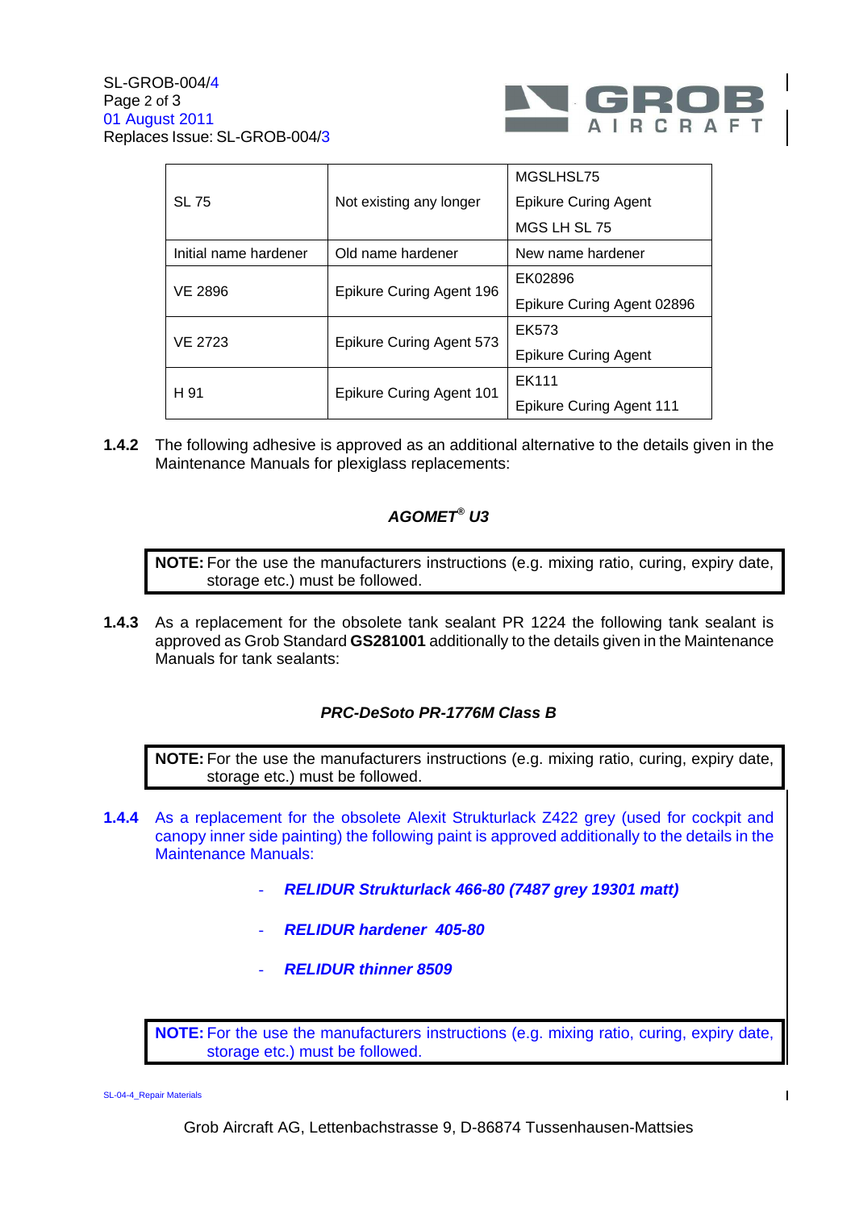| SL 75 | Not existing any longer | MGSLHSL75<br>Epikure Curing Agent<br>MGS LH SL 75 |
|---|---|---|
| Initial name hardener | Old name hardener | New name hardener |
| VE 2896 | Epikure Curing Agent 196 | EK02896<br>Epikure Curing Agent 02896 |
| VE 2723 | Epikure Curing Agent 573 | EK573<br>Epikure Curing Agent |
| H 91 | Epikure Curing Agent 101 | EK111<br>Epikure Curing Agent 111 |

**1.4.2** The following adhesive is approved as an additional alternative to the details given in the Maintenance Manuals for plexiglass replacements:

***AGOMET® U3***

> **NOTE:** For the use the manufacturers instructions (e.g. mixing ratio, curing, expiry date, storage etc.) must be followed.

**1.4.3** As a replacement for the obsolete tank sealant PR 1224 the following tank sealant is approved as Grob Standard **GS281001** additionally to the details given in the Maintenance Manuals for tank sealants:

***PRC-DeSoto PR-1776M Class B***

> **NOTE:** For the use the manufacturers instructions (e.g. mixing ratio, curing, expiry date, storage etc.) must be followed.

**1.4.4** As a replacement for the obsolete Alexit Strukturlack Z422 grey (used for cockpit and canopy inner side painting) the following paint is approved additionally to the details in the Maintenance Manuals:

- ***RELIDUR Strukturlack 466-80 (7487 grey 19301 matt)***
- ***RELIDUR hardener 405-80***
- ***RELIDUR thinner 8509***

> **NOTE:** For the use the manufacturers instructions (e.g. mixing ratio, curing, expiry date, storage etc.) must be followed.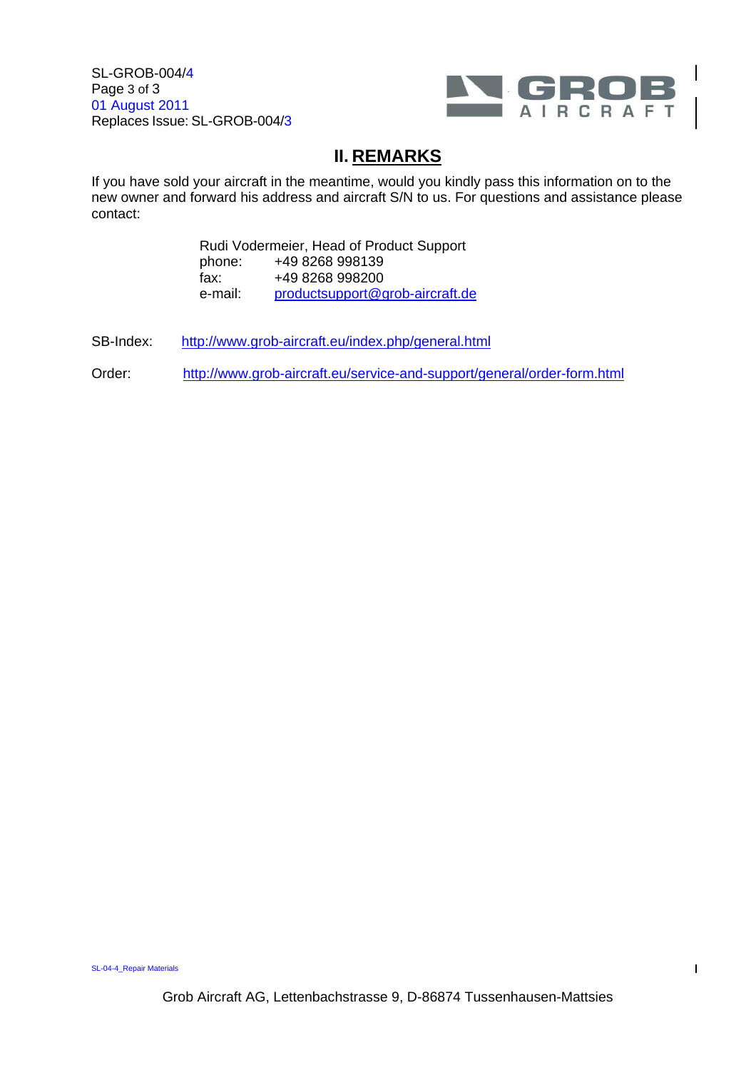## II. REMARKS

If you have sold your aircraft in the meantime, would you kindly pass this information on to the new owner and forward his address and aircraft S/N to us. For questions and assistance please contact:

Rudi Vodermeier, Head of Product Support
phone: +49 8268 998139
fax: +49 8268 998200
e-mail: productsupport@grob-aircraft.de

SB-Index: http://www.grob-aircraft.eu/index.php/general.html

Order: http://www.grob-aircraft.eu/service-and-support/general/order-form.html